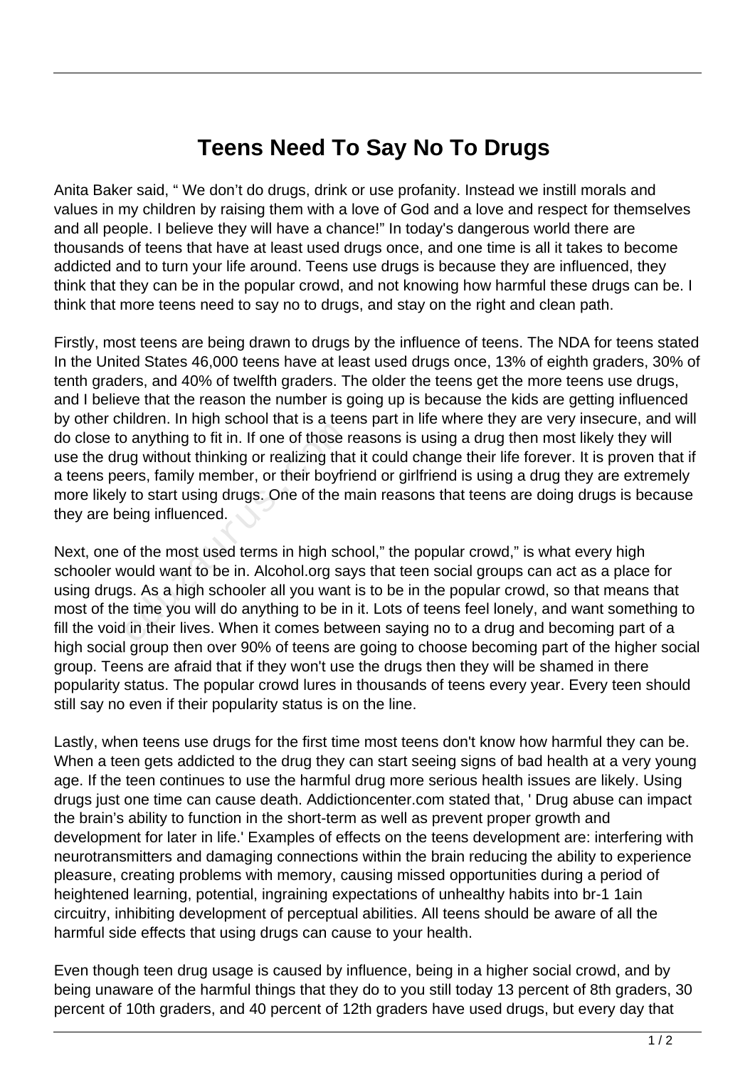# Teens Need To Say No To Drugs

Anita Baker said, " We don't do drugs, drink or use profanity. Instead we instill morals and values in my children by raising them with a love of God and a love and respect for themselves and all people. I believe they will have a chance!" In today's dangerous world there are thousands of teens that have at least used drugs once, and one time is all it takes to become addicted and to turn your life around. Teens use drugs is because they are influenced, they think that they can be in the popular crowd, and not knowing how harmful these drugs can be. I think that more teens need to say no to drugs, and stay on the right and clean path.

Firstly, most teens are being drawn to drugs by the influence of teens. The NDA for teens stated In the United States 46,000 teens have at least used drugs once, 13% of eighth graders, 30% of tenth graders, and 40% of twelfth graders. The older the teens get the more teens use drugs, and I believe that the reason the number is going up is because the kids are getting influenced by other children. In high school that is a teens part in life where they are very insecure, and will do close to anything to fit in. If one of those reasons is using a drug then most likely they will use the drug without thinking or realizing that it could change their life forever. It is proven that if a teens peers, family member, or their boyfriend or girlfriend is using a drug they are extremely more likely to start using drugs. One of the main reasons that teens are doing drugs is because they are being influenced.

Next, one of the most used terms in high school," the popular crowd," is what every high schooler would want to be in. Alcohol.org says that teen social groups can act as a place for using drugs. As a high schooler all you want is to be in the popular crowd, so that means that most of the time you will do anything to be in it. Lots of teens feel lonely, and want something to fill the void in their lives. When it comes between saying no to a drug and becoming part of a high social group then over 90% of teens are going to choose becoming part of the higher social group. Teens are afraid that if they won't use the drugs then they will be shamed in there popularity status. The popular crowd lures in thousands of teens every year. Every teen should still say no even if their popularity status is on the line.

Lastly, when teens use drugs for the first time most teens don't know how harmful they can be. When a teen gets addicted to the drug they can start seeing signs of bad health at a very young age. If the teen continues to use the harmful drug more serious health issues are likely. Using drugs just one time can cause death. Addictioncenter.com stated that, ' Drug abuse can impact the brain's ability to function in the short-term as well as prevent proper growth and development for later in life.' Examples of effects on the teens development are: interfering with neurotransmitters and damaging connections within the brain reducing the ability to experience pleasure, creating problems with memory, causing missed opportunities during a period of heightened learning, potential, ingraining expectations of unhealthy habits into br-1 1ain circuitry, inhibiting development of perceptual abilities. All teens should be aware of all the harmful side effects that using drugs can cause to your health.

Even though teen drug usage is caused by influence, being in a higher social crowd, and by being unaware of the harmful things that they do to you still today 13 percent of 8th graders, 30 percent of 10th graders, and 40 percent of 12th graders have used drugs, but every day that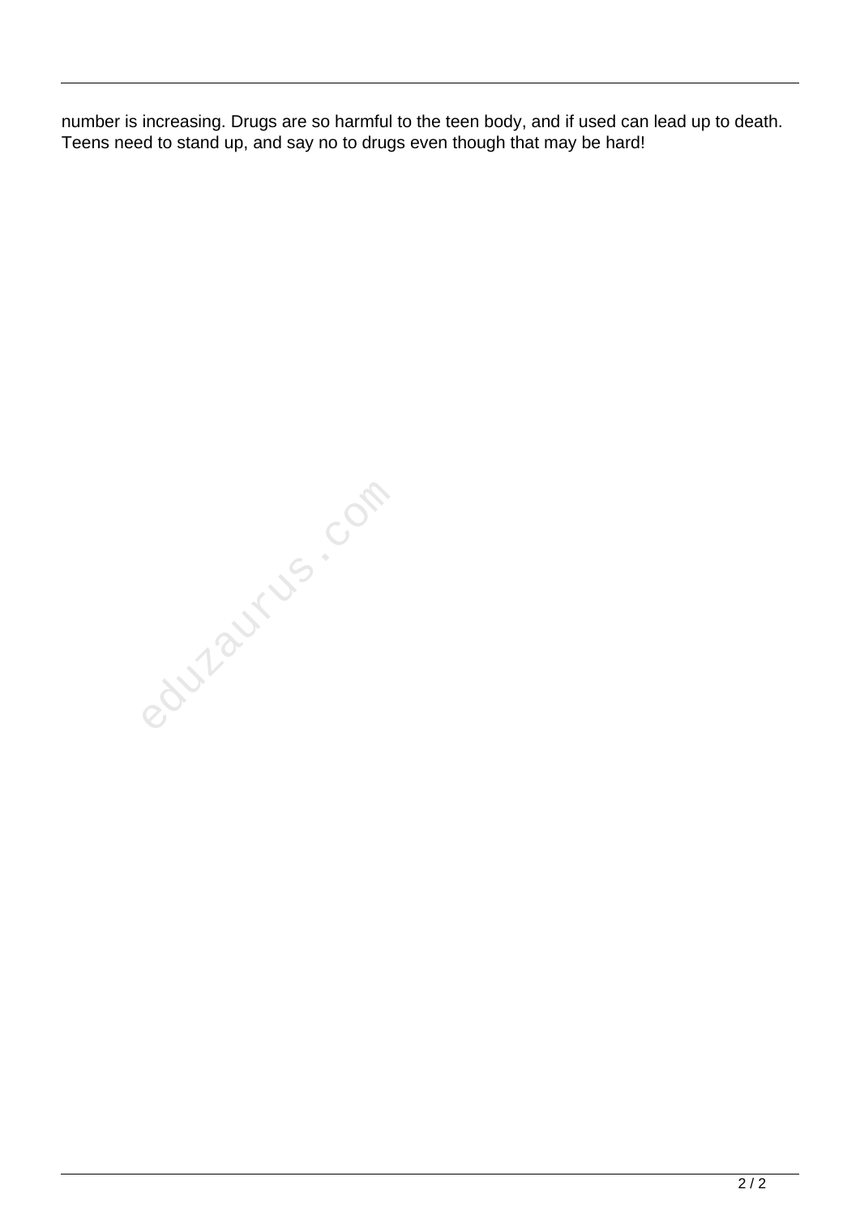number is increasing. Drugs are so harmful to the teen body, and if used can lead up to death. Teens need to stand up, and say no to drugs even though that may be hard!